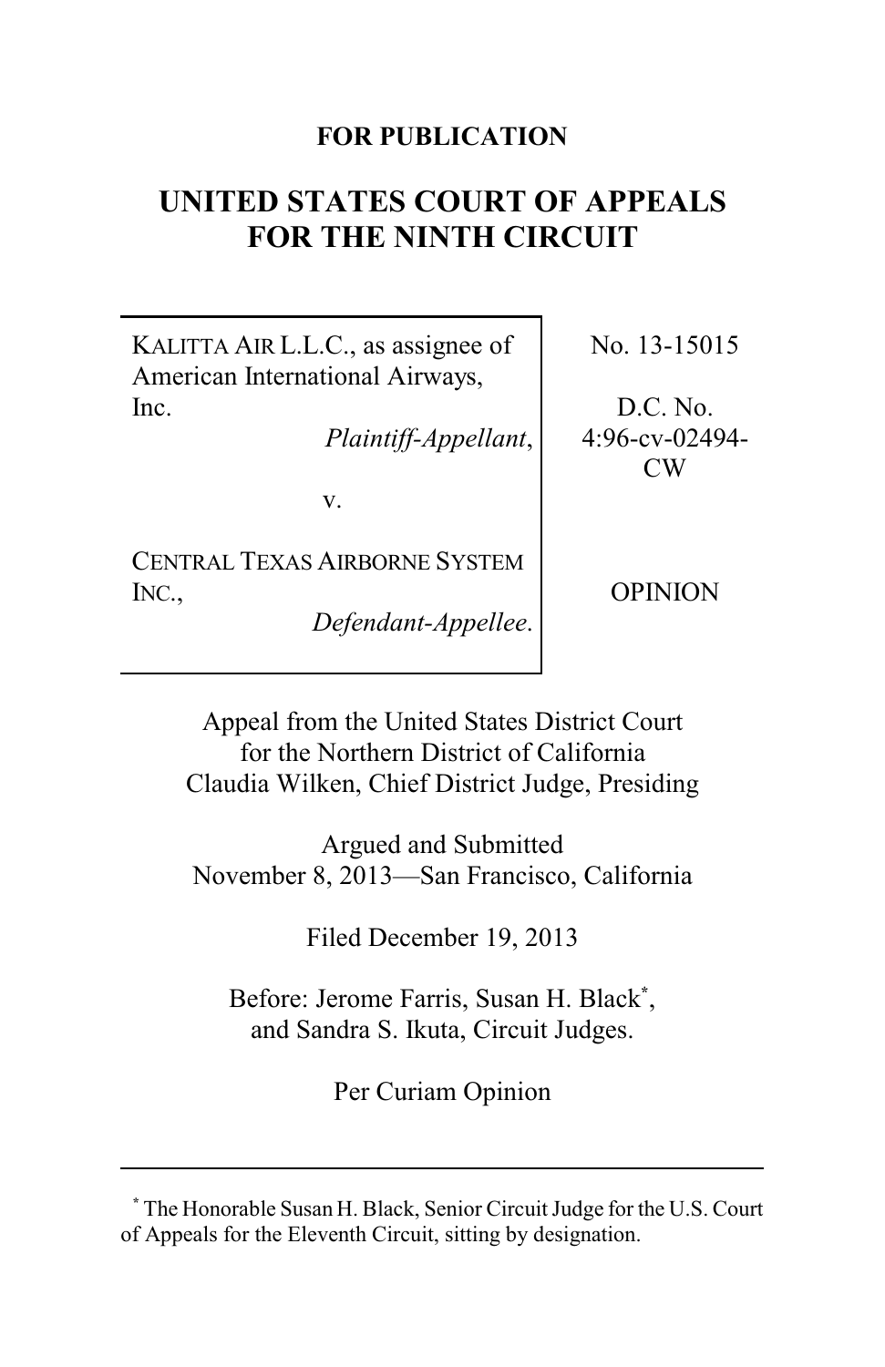**FOR PUBLICATION**

# UNITED STATES COURT OF APPEALS FOR THE NINTH CIRCUIT

| | |
|---|---|
| KALITTA AIR L.L.C., as assignee of American International Airways, Inc. *Plaintiff-Appellant*, v. CENTRAL TEXAS AIRBORNE SYSTEM INC., *Defendant-Appellee*. | No. 13-15015 D.C. No. 4:96-cv-02494-CW OPINION |

Appeal from the United States District Court for the Northern District of California
Claudia Wilken, Chief District Judge, Presiding

Argued and Submitted
November 8, 2013—San Francisco, California

Filed December 19, 2013

Before: Jerome Farris, Susan H. Black[*], and Sandra S. Ikuta, Circuit Judges.

Per Curiam Opinion

---

[*] The Honorable Susan H. Black, Senior Circuit Judge for the U.S. Court of Appeals for the Eleventh Circuit, sitting by designation.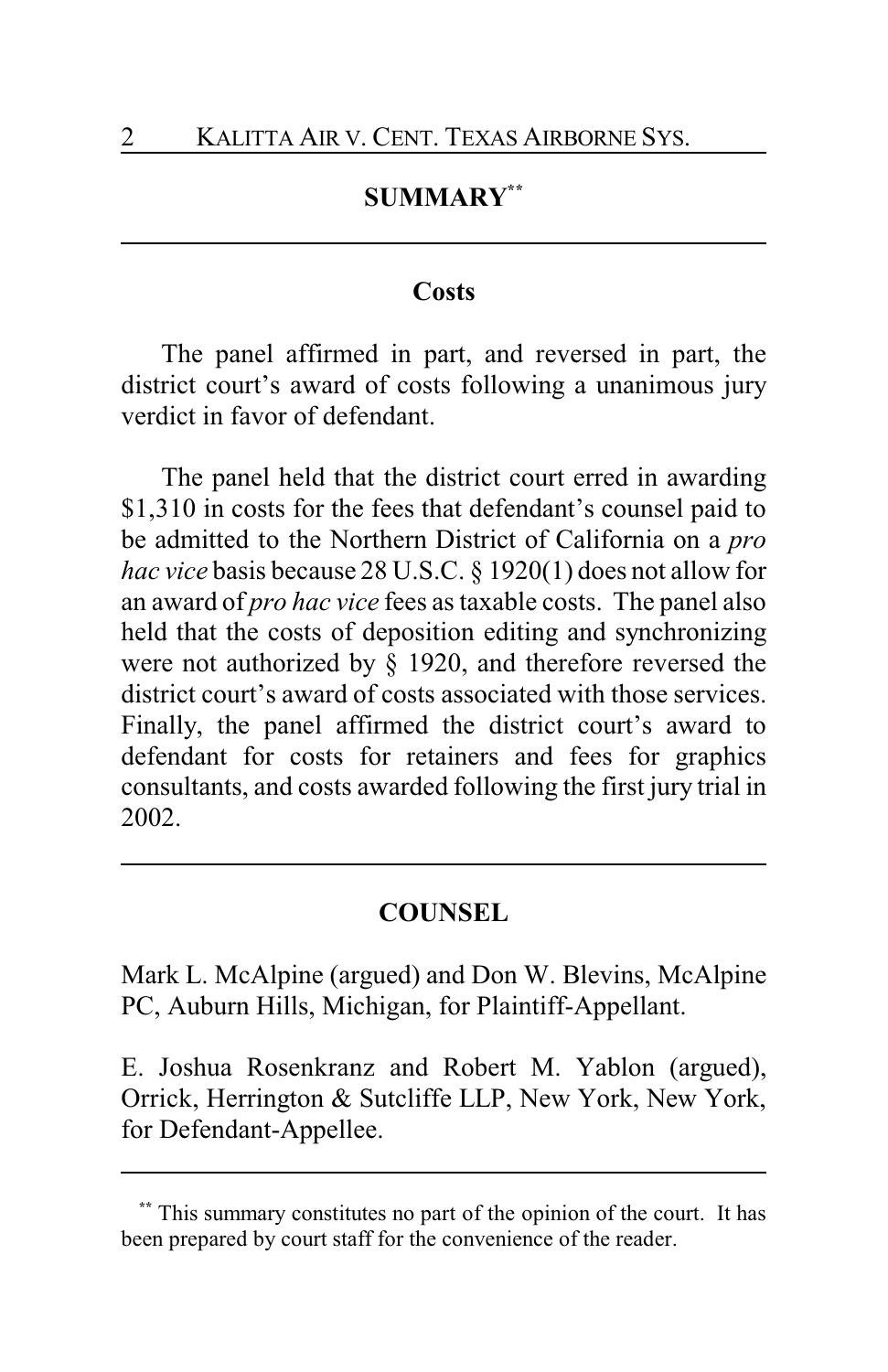## SUMMARY[**]

### Costs

The panel affirmed in part, and reversed in part, the district court's award of costs following a unanimous jury verdict in favor of defendant.

The panel held that the district court erred in awarding $1,310 in costs for the fees that defendant's counsel paid to be admitted to the Northern District of California on a *pro hac vice* basis because 28 U.S.C. § 1920(1) does not allow for an award of *pro hac vice* fees as taxable costs. The panel also held that the costs of deposition editing and synchronizing were not authorized by § 1920, and therefore reversed the district court's award of costs associated with those services. Finally, the panel affirmed the district court's award to defendant for costs for retainers and fees for graphics consultants, and costs awarded following the first jury trial in 2002.

## COUNSEL

Mark L. McAlpine (argued) and Don W. Blevins, McAlpine PC, Auburn Hills, Michigan, for Plaintiff-Appellant.

E. Joshua Rosenkranz and Robert M. Yablon (argued), Orrick, Herrington & Sutcliffe LLP, New York, New York, for Defendant-Appellee.

---

[**] This summary constitutes no part of the opinion of the court. It has been prepared by court staff for the convenience of the reader.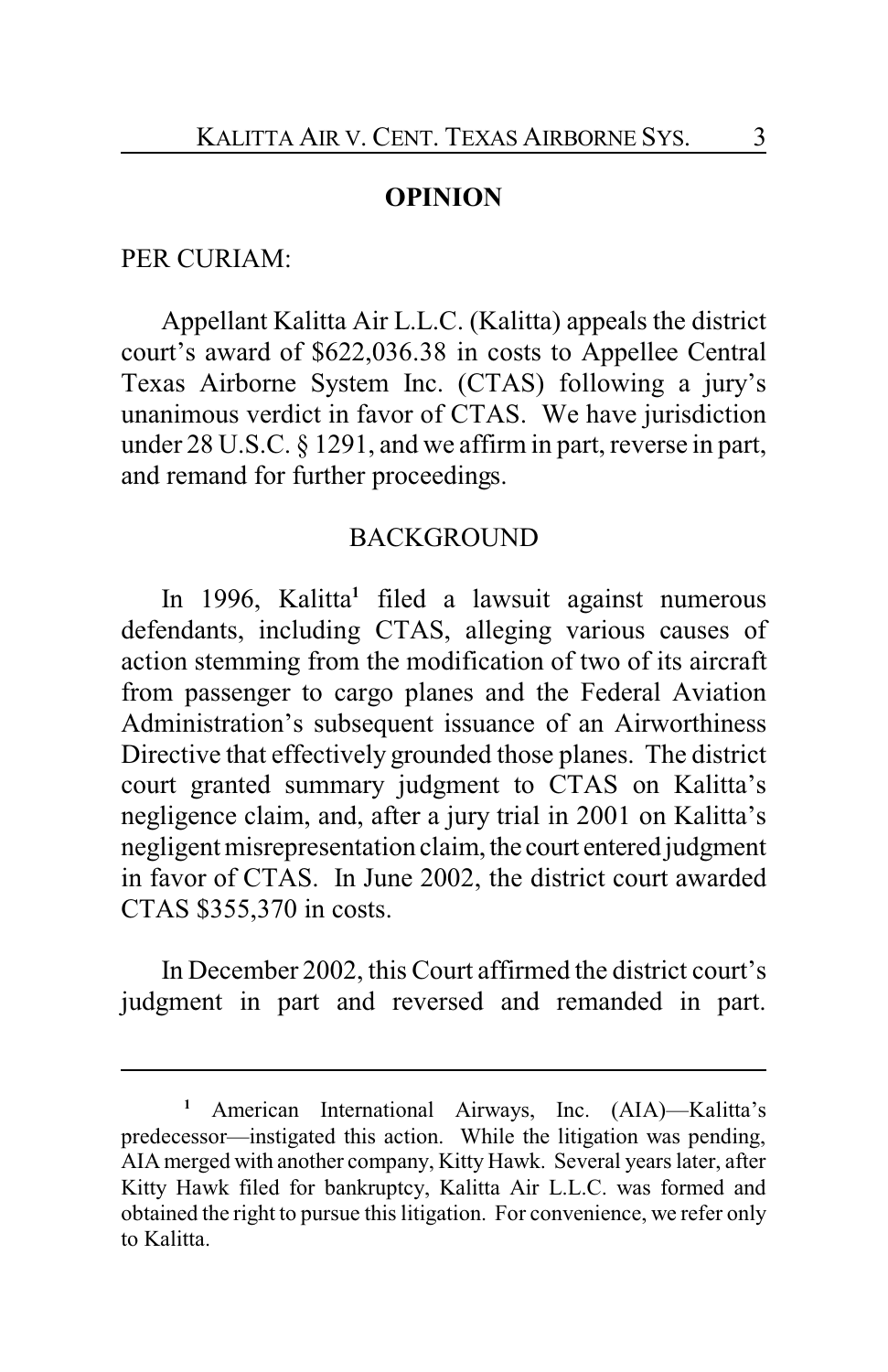## OPINION

PER CURIAM:

Appellant Kalitta Air L.L.C. (Kalitta) appeals the district court's award of $622,036.38 in costs to Appellee Central Texas Airborne System Inc. (CTAS) following a jury's unanimous verdict in favor of CTAS. We have jurisdiction under 28 U.S.C. § 1291, and we affirm in part, reverse in part, and remand for further proceedings.

### BACKGROUND

In 1996, Kalitta[1] filed a lawsuit against numerous defendants, including CTAS, alleging various causes of action stemming from the modification of two of its aircraft from passenger to cargo planes and the Federal Aviation Administration's subsequent issuance of an Airworthiness Directive that effectively grounded those planes. The district court granted summary judgment to CTAS on Kalitta's negligence claim, and, after a jury trial in 2001 on Kalitta's negligent misrepresentation claim, the court entered judgment in favor of CTAS. In June 2002, the district court awarded CTAS $355,370 in costs.

In December 2002, this Court affirmed the district court's judgment in part and reversed and remanded in part.

---

[1] American International Airways, Inc. (AIA)—Kalitta's predecessor—instigated this action. While the litigation was pending, AIA merged with another company, Kitty Hawk. Several years later, after Kitty Hawk filed for bankruptcy, Kalitta Air L.L.C. was formed and obtained the right to pursue this litigation. For convenience, we refer only to Kalitta.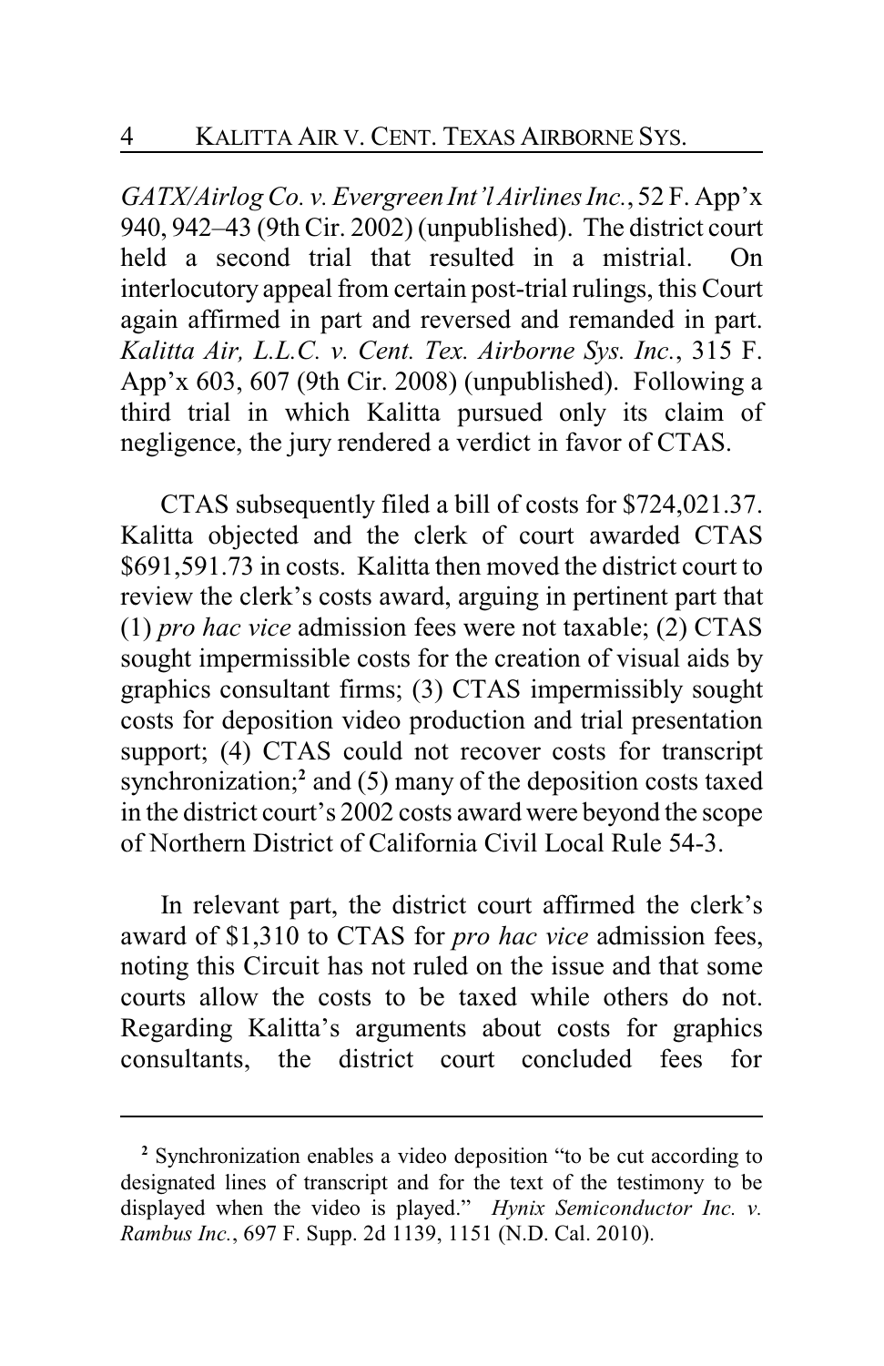*GATX/Airlog Co. v. Evergreen Int'l Airlines Inc.*, 52 F. App'x 940, 942–43 (9th Cir. 2002) (unpublished). The district court held a second trial that resulted in a mistrial. On interlocutory appeal from certain post-trial rulings, this Court again affirmed in part and reversed and remanded in part. *Kalitta Air, L.L.C. v. Cent. Tex. Airborne Sys. Inc.*, 315 F. App'x 603, 607 (9th Cir. 2008) (unpublished). Following a third trial in which Kalitta pursued only its claim of negligence, the jury rendered a verdict in favor of CTAS.

CTAS subsequently filed a bill of costs for $724,021.37. Kalitta objected and the clerk of court awarded CTAS $691,591.73 in costs. Kalitta then moved the district court to review the clerk's costs award, arguing in pertinent part that (1) *pro hac vice* admission fees were not taxable; (2) CTAS sought impermissible costs for the creation of visual aids by graphics consultant firms; (3) CTAS impermissibly sought costs for deposition video production and trial presentation support; (4) CTAS could not recover costs for transcript synchronization;[2] and (5) many of the deposition costs taxed in the district court's 2002 costs award were beyond the scope of Northern District of California Civil Local Rule 54-3.

In relevant part, the district court affirmed the clerk's award of $1,310 to CTAS for *pro hac vice* admission fees, noting this Circuit has not ruled on the issue and that some courts allow the costs to be taxed while others do not. Regarding Kalitta's arguments about costs for graphics consultants, the district court concluded fees for

---

[2] Synchronization enables a video deposition "to be cut according to designated lines of transcript and for the text of the testimony to be displayed when the video is played." *Hynix Semiconductor Inc. v. Rambus Inc.*, 697 F. Supp. 2d 1139, 1151 (N.D. Cal. 2010).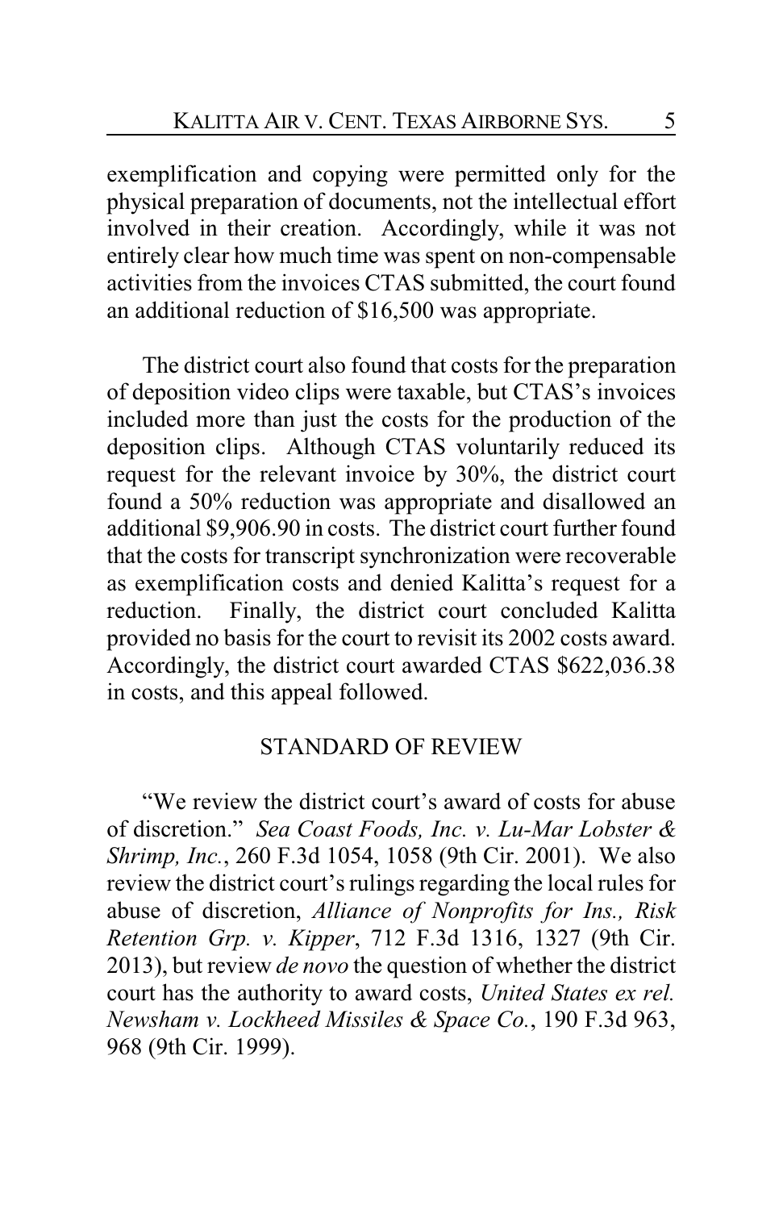exemplification and copying were permitted only for the physical preparation of documents, not the intellectual effort involved in their creation. Accordingly, while it was not entirely clear how much time was spent on non-compensable activities from the invoices CTAS submitted, the court found an additional reduction of $16,500 was appropriate.

The district court also found that costs for the preparation of deposition video clips were taxable, but CTAS's invoices included more than just the costs for the production of the deposition clips. Although CTAS voluntarily reduced its request for the relevant invoice by 30%, the district court found a 50% reduction was appropriate and disallowed an additional $9,906.90 in costs. The district court further found that the costs for transcript synchronization were recoverable as exemplification costs and denied Kalitta's request for a reduction. Finally, the district court concluded Kalitta provided no basis for the court to revisit its 2002 costs award. Accordingly, the district court awarded CTAS $622,036.38 in costs, and this appeal followed.

## STANDARD OF REVIEW

"We review the district court's award of costs for abuse of discretion." *Sea Coast Foods, Inc. v. Lu-Mar Lobster & Shrimp, Inc.*, 260 F.3d 1054, 1058 (9th Cir. 2001). We also review the district court's rulings regarding the local rules for abuse of discretion, *Alliance of Nonprofits for Ins., Risk Retention Grp. v. Kipper*, 712 F.3d 1316, 1327 (9th Cir. 2013), but review *de novo* the question of whether the district court has the authority to award costs, *United States ex rel. Newsham v. Lockheed Missiles & Space Co.*, 190 F.3d 963, 968 (9th Cir. 1999).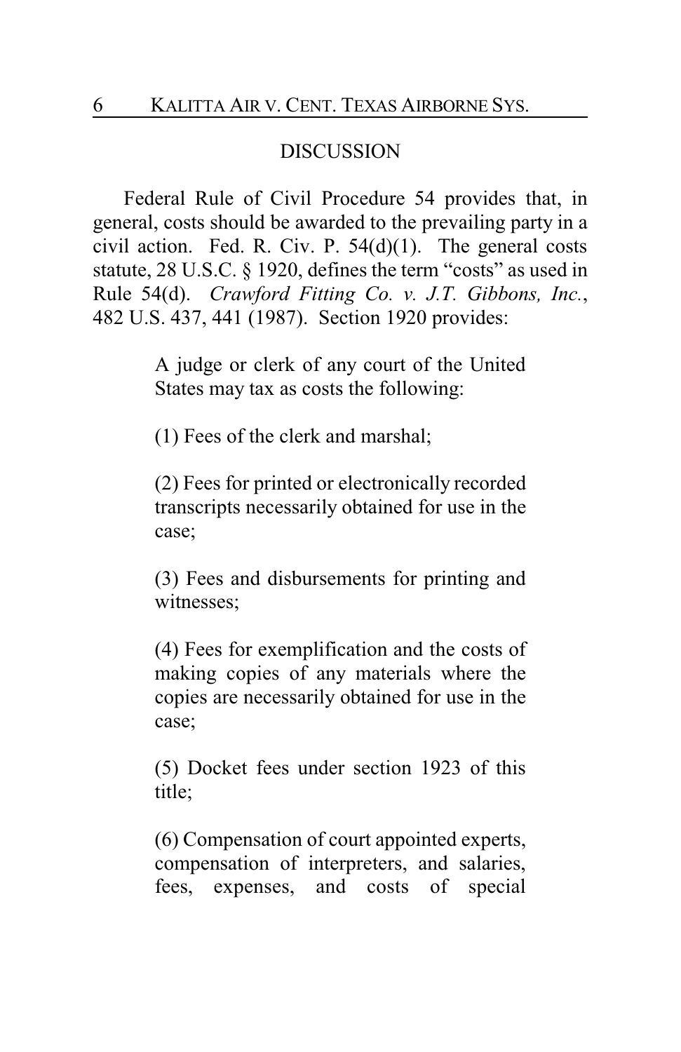## DISCUSSION

Federal Rule of Civil Procedure 54 provides that, in general, costs should be awarded to the prevailing party in a civil action. Fed. R. Civ. P. 54(d)(1). The general costs statute, 28 U.S.C. § 1920, defines the term "costs" as used in Rule 54(d). *Crawford Fitting Co. v. J.T. Gibbons, Inc.*, 482 U.S. 437, 441 (1987). Section 1920 provides:

> A judge or clerk of any court of the United States may tax as costs the following:
>
> (1) Fees of the clerk and marshal;
>
> (2) Fees for printed or electronically recorded transcripts necessarily obtained for use in the case;
>
> (3) Fees and disbursements for printing and witnesses;
>
> (4) Fees for exemplification and the costs of making copies of any materials where the copies are necessarily obtained for use in the case;
>
> (5) Docket fees under section 1923 of this title;
>
> (6) Compensation of court appointed experts, compensation of interpreters, and salaries, fees, expenses, and costs of special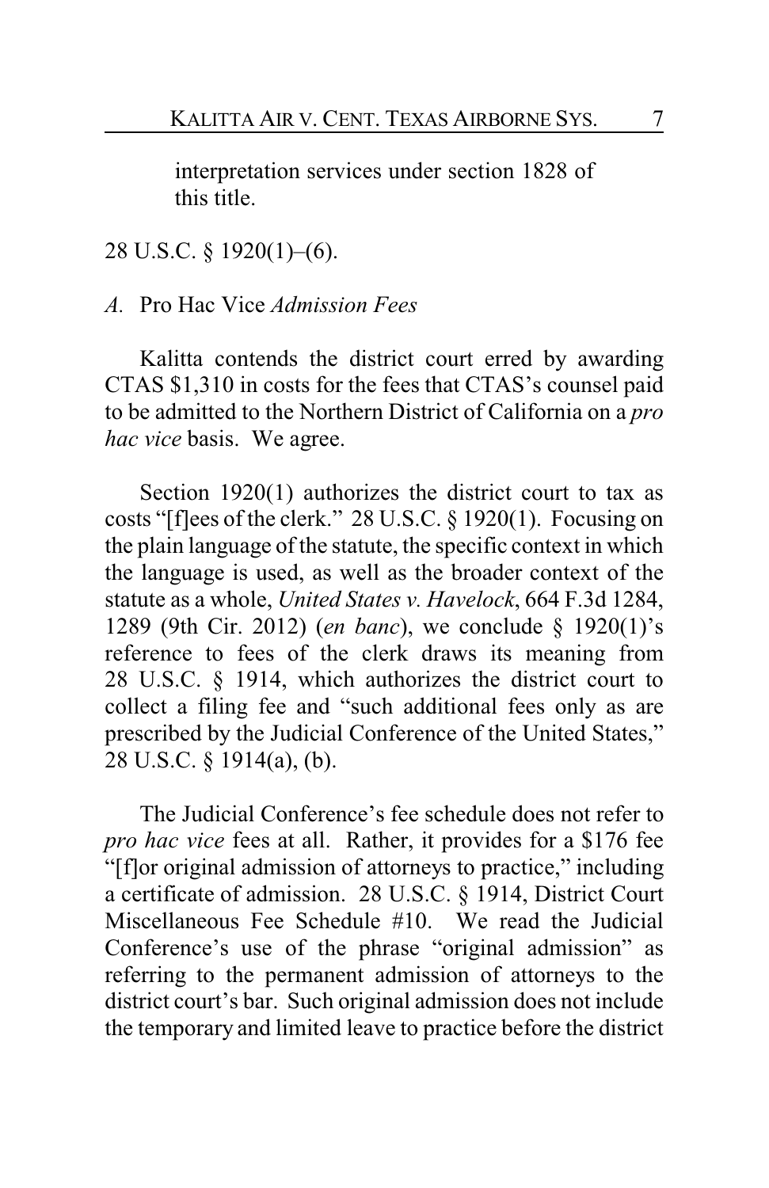interpretation services under section 1828 of this title.

28 U.S.C. § 1920(1)–(6).

*A.* Pro Hac Vice *Admission Fees*

Kalitta contends the district court erred by awarding CTAS $1,310 in costs for the fees that CTAS's counsel paid to be admitted to the Northern District of California on a *pro hac vice* basis. We agree.

Section 1920(1) authorizes the district court to tax as costs "[f]ees of the clerk." 28 U.S.C. § 1920(1). Focusing on the plain language of the statute, the specific context in which the language is used, as well as the broader context of the statute as a whole, *United States v. Havelock*, 664 F.3d 1284, 1289 (9th Cir. 2012) (*en banc*), we conclude § 1920(1)'s reference to fees of the clerk draws its meaning from 28 U.S.C. § 1914, which authorizes the district court to collect a filing fee and "such additional fees only as are prescribed by the Judicial Conference of the United States," 28 U.S.C. § 1914(a), (b).

The Judicial Conference's fee schedule does not refer to *pro hac vice* fees at all. Rather, it provides for a $176 fee "[f]or original admission of attorneys to practice," including a certificate of admission. 28 U.S.C. § 1914, District Court Miscellaneous Fee Schedule #10. We read the Judicial Conference's use of the phrase "original admission" as referring to the permanent admission of attorneys to the district court's bar. Such original admission does not include the temporary and limited leave to practice before the district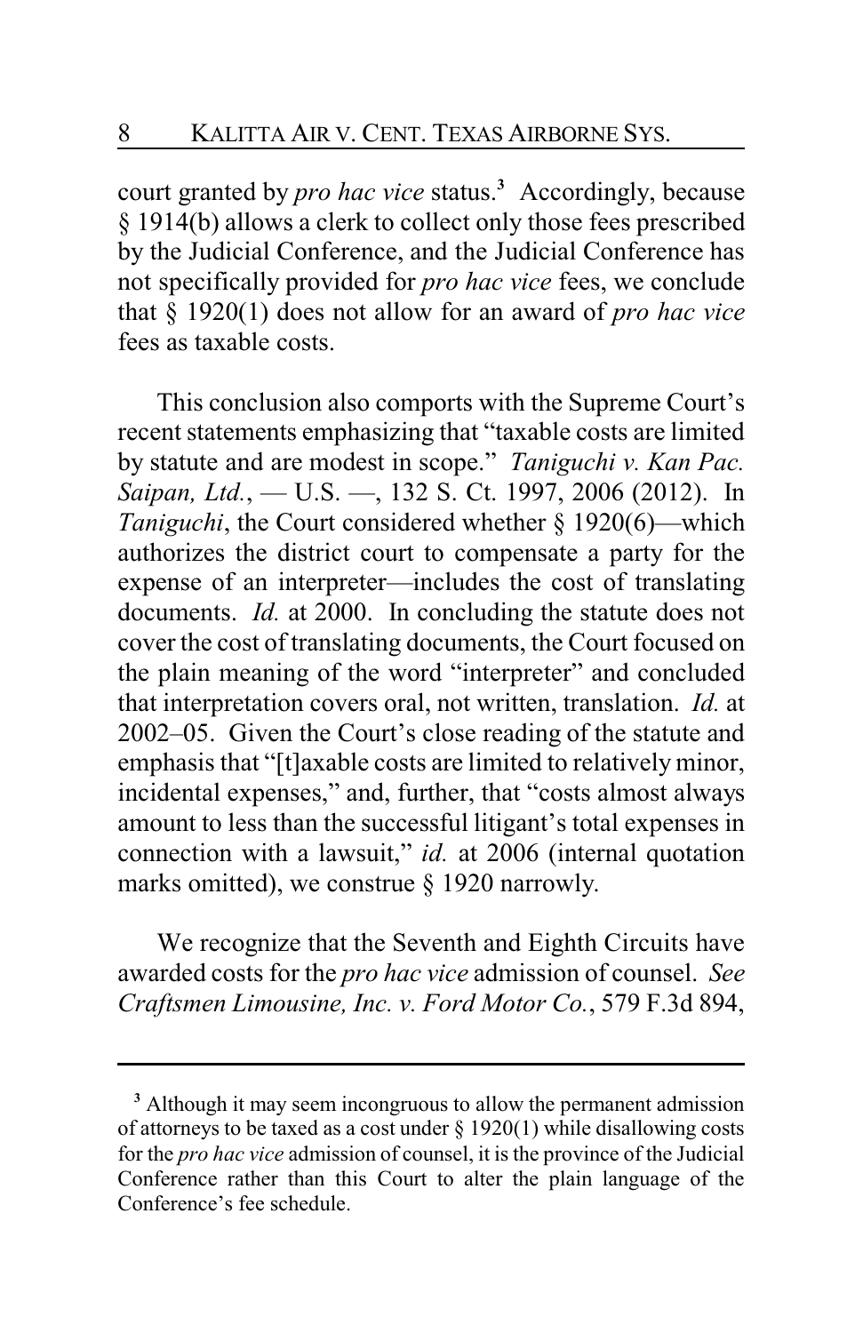court granted by *pro hac vice* status.[3] Accordingly, because § 1914(b) allows a clerk to collect only those fees prescribed by the Judicial Conference, and the Judicial Conference has not specifically provided for *pro hac vice* fees, we conclude that § 1920(1) does not allow for an award of *pro hac vice* fees as taxable costs.

This conclusion also comports with the Supreme Court's recent statements emphasizing that "taxable costs are limited by statute and are modest in scope." *Taniguchi v. Kan Pac. Saipan, Ltd.*, — U.S. —, 132 S. Ct. 1997, 2006 (2012). In *Taniguchi*, the Court considered whether § 1920(6)—which authorizes the district court to compensate a party for the expense of an interpreter—includes the cost of translating documents. *Id.* at 2000. In concluding the statute does not cover the cost of translating documents, the Court focused on the plain meaning of the word "interpreter" and concluded that interpretation covers oral, not written, translation. *Id.* at 2002–05. Given the Court's close reading of the statute and emphasis that "[t]axable costs are limited to relatively minor, incidental expenses," and, further, that "costs almost always amount to less than the successful litigant's total expenses in connection with a lawsuit," *id.* at 2006 (internal quotation marks omitted), we construe § 1920 narrowly.

We recognize that the Seventh and Eighth Circuits have awarded costs for the *pro hac vice* admission of counsel. *See Craftsmen Limousine, Inc. v. Ford Motor Co.*, 579 F.3d 894,

---

[3] Although it may seem incongruous to allow the permanent admission of attorneys to be taxed as a cost under § 1920(1) while disallowing costs for the *pro hac vice* admission of counsel, it is the province of the Judicial Conference rather than this Court to alter the plain language of the Conference's fee schedule.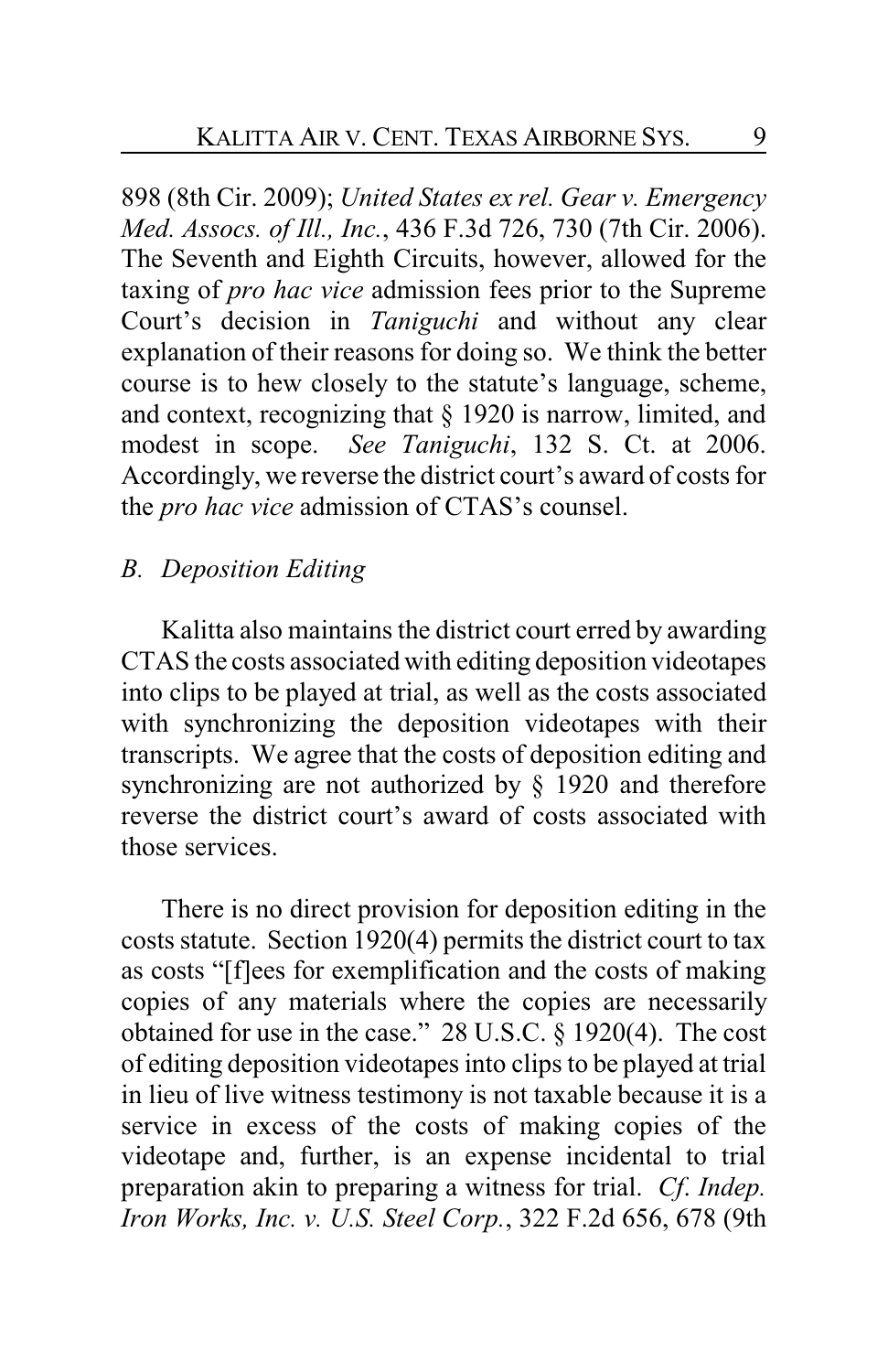898 (8th Cir. 2009); *United States ex rel. Gear v. Emergency Med. Assocs. of Ill., Inc.*, 436 F.3d 726, 730 (7th Cir. 2006). The Seventh and Eighth Circuits, however, allowed for the taxing of *pro hac vice* admission fees prior to the Supreme Court's decision in *Taniguchi* and without any clear explanation of their reasons for doing so. We think the better course is to hew closely to the statute's language, scheme, and context, recognizing that § 1920 is narrow, limited, and modest in scope. *See Taniguchi*, 132 S. Ct. at 2006. Accordingly, we reverse the district court's award of costs for the *pro hac vice* admission of CTAS's counsel.

### *B. Deposition Editing*

Kalitta also maintains the district court erred by awarding CTAS the costs associated with editing deposition videotapes into clips to be played at trial, as well as the costs associated with synchronizing the deposition videotapes with their transcripts. We agree that the costs of deposition editing and synchronizing are not authorized by § 1920 and therefore reverse the district court's award of costs associated with those services.

There is no direct provision for deposition editing in the costs statute. Section 1920(4) permits the district court to tax as costs "[f]ees for exemplification and the costs of making copies of any materials where the copies are necessarily obtained for use in the case." 28 U.S.C. § 1920(4). The cost of editing deposition videotapes into clips to be played at trial in lieu of live witness testimony is not taxable because it is a service in excess of the costs of making copies of the videotape and, further, is an expense incidental to trial preparation akin to preparing a witness for trial. *Cf. Indep. Iron Works, Inc. v. U.S. Steel Corp.*, 322 F.2d 656, 678 (9th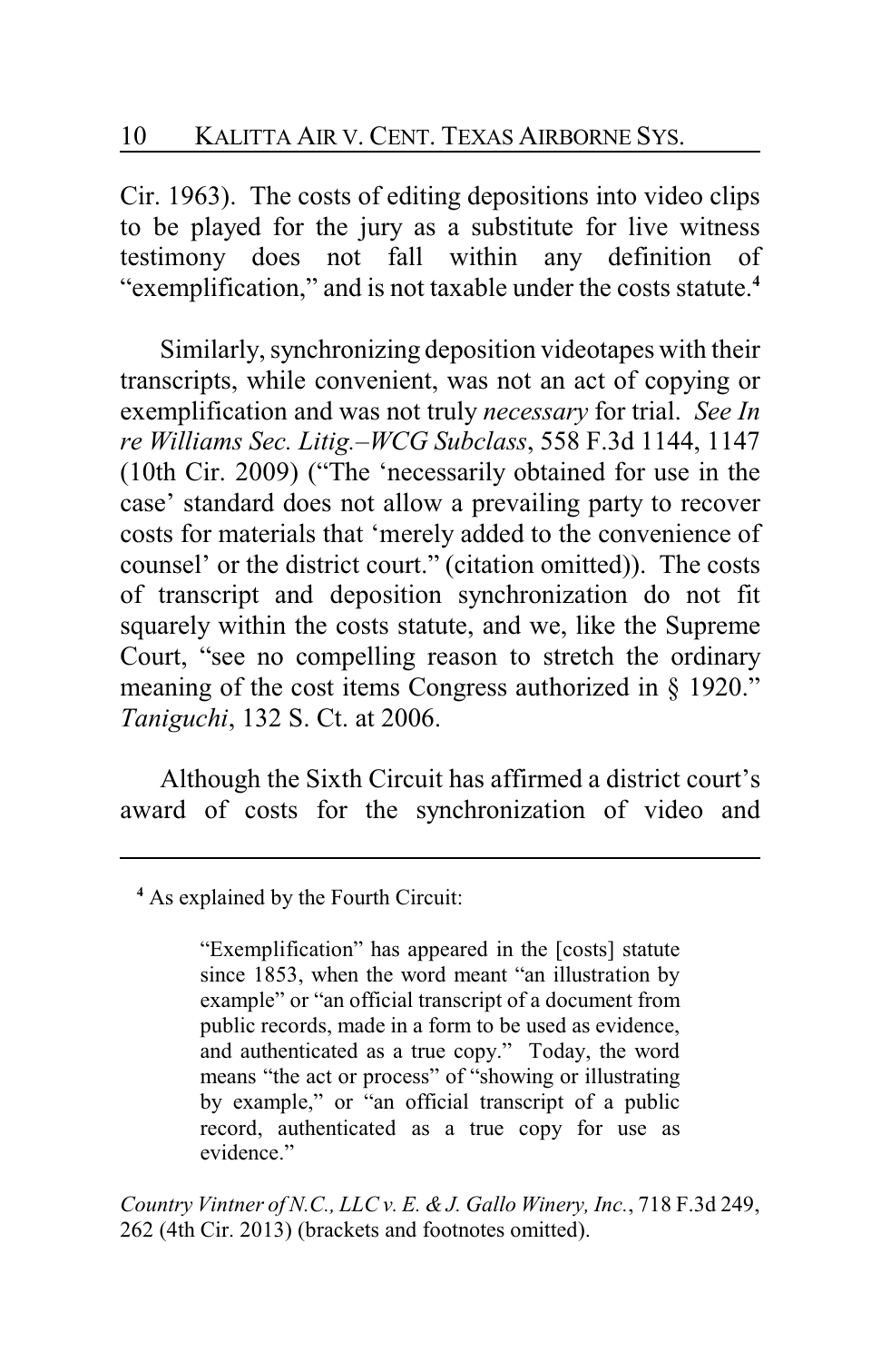Cir. 1963). The costs of editing depositions into video clips to be played for the jury as a substitute for live witness testimony does not fall within any definition of "exemplification," and is not taxable under the costs statute.[4]

Similarly, synchronizing deposition videotapes with their transcripts, while convenient, was not an act of copying or exemplification and was not truly *necessary* for trial. *See In re Williams Sec. Litig.–WCG Subclass*, 558 F.3d 1144, 1147 (10th Cir. 2009) ("The 'necessarily obtained for use in the case' standard does not allow a prevailing party to recover costs for materials that 'merely added to the convenience of counsel' or the district court." (citation omitted)). The costs of transcript and deposition synchronization do not fit squarely within the costs statute, and we, like the Supreme Court, "see no compelling reason to stretch the ordinary meaning of the cost items Congress authorized in § 1920." *Taniguchi*, 132 S. Ct. at 2006.

Although the Sixth Circuit has affirmed a district court's award of costs for the synchronization of video and

---

[4] As explained by the Fourth Circuit:

> "Exemplification" has appeared in the [costs] statute since 1853, when the word meant "an illustration by example" or "an official transcript of a document from public records, made in a form to be used as evidence, and authenticated as a true copy." Today, the word means "the act or process" of "showing or illustrating by example," or "an official transcript of a public record, authenticated as a true copy for use as evidence."

*Country Vintner of N.C., LLC v. E. & J. Gallo Winery, Inc.*, 718 F.3d 249, 262 (4th Cir. 2013) (brackets and footnotes omitted).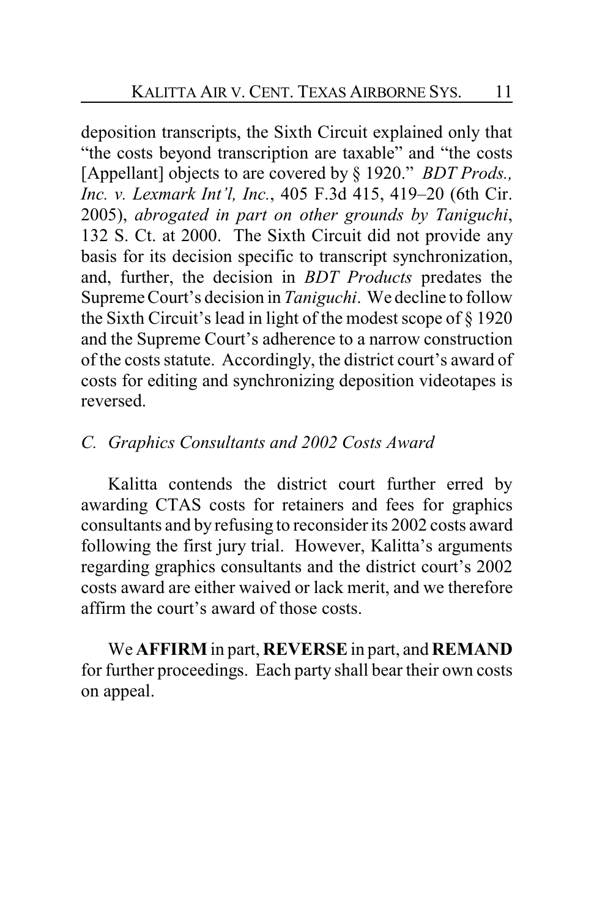deposition transcripts, the Sixth Circuit explained only that "the costs beyond transcription are taxable" and "the costs [Appellant] objects to are covered by § 1920." *BDT Prods., Inc. v. Lexmark Int'l, Inc.*, 405 F.3d 415, 419–20 (6th Cir. 2005), *abrogated in part on other grounds by Taniguchi*, 132 S. Ct. at 2000. The Sixth Circuit did not provide any basis for its decision specific to transcript synchronization, and, further, the decision in *BDT Products* predates the Supreme Court's decision in *Taniguchi*. We decline to follow the Sixth Circuit's lead in light of the modest scope of § 1920 and the Supreme Court's adherence to a narrow construction of the costs statute. Accordingly, the district court's award of costs for editing and synchronizing deposition videotapes is reversed.

### *C. Graphics Consultants and 2002 Costs Award*

Kalitta contends the district court further erred by awarding CTAS costs for retainers and fees for graphics consultants and by refusing to reconsider its 2002 costs award following the first jury trial. However, Kalitta's arguments regarding graphics consultants and the district court's 2002 costs award are either waived or lack merit, and we therefore affirm the court's award of those costs.

We **AFFIRM** in part, **REVERSE** in part, and **REMAND** for further proceedings. Each party shall bear their own costs on appeal.